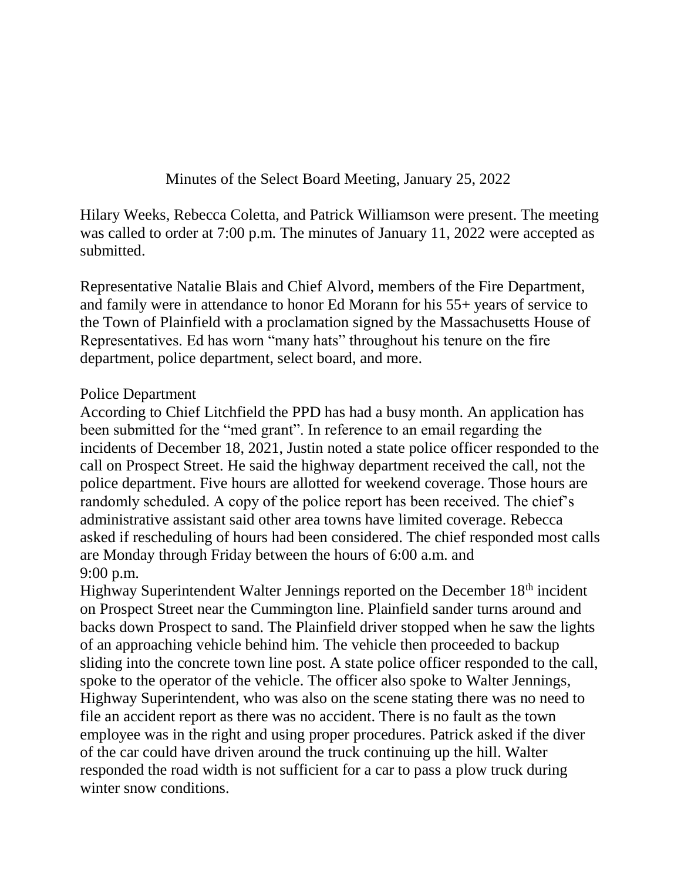# Minutes of the Select Board Meeting, January 25, 2022

Hilary Weeks, Rebecca Coletta, and Patrick Williamson were present. The meeting was called to order at 7:00 p.m. The minutes of January 11, 2022 were accepted as submitted.

Representative Natalie Blais and Chief Alvord, members of the Fire Department, and family were in attendance to honor Ed Morann for his 55+ years of service to the Town of Plainfield with a proclamation signed by the Massachusetts House of Representatives. Ed has worn "many hats" throughout his tenure on the fire department, police department, select board, and more.

Police Department

According to Chief Litchfield the PPD has had a busy month. An application has been submitted for the "med grant". In reference to an email regarding the incidents of December 18, 2021, Justin noted a state police officer responded to the call on Prospect Street. He said the highway department received the call, not the police department. Five hours are allotted for weekend coverage. Those hours are randomly scheduled. A copy of the police report has been received. The chief's administrative assistant said other area towns have limited coverage. Rebecca asked if rescheduling of hours had been considered. The chief responded most calls are Monday through Friday between the hours of 6:00 a.m. and 9:00 p.m.

Highway Superintendent Walter Jennings reported on the December 18th incident on Prospect Street near the Cummington line. Plainfield sander turns around and backs down Prospect to sand. The Plainfield driver stopped when he saw the lights of an approaching vehicle behind him. The vehicle then proceeded to backup sliding into the concrete town line post. A state police officer responded to the call, spoke to the operator of the vehicle. The officer also spoke to Walter Jennings, Highway Superintendent, who was also on the scene stating there was no need to file an accident report as there was no accident. There is no fault as the town employee was in the right and using proper procedures. Patrick asked if the diver of the car could have driven around the truck continuing up the hill. Walter responded the road width is not sufficient for a car to pass a plow truck during winter snow conditions.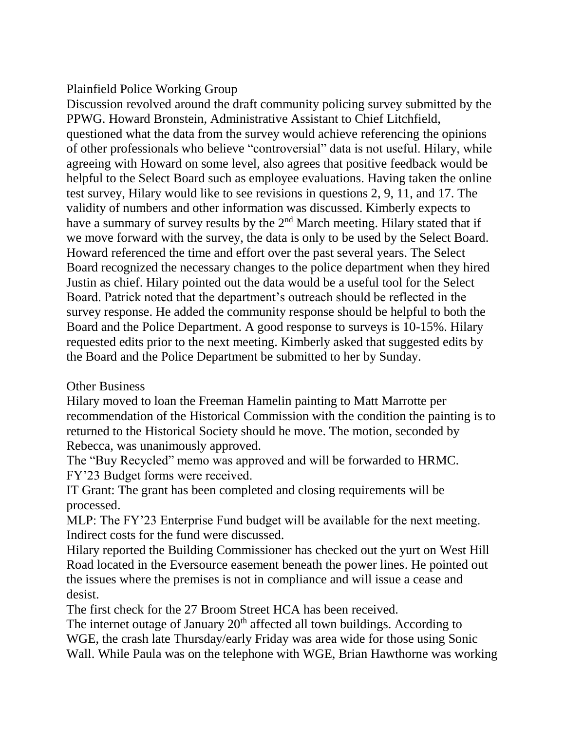Plainfield Police Working Group

Discussion revolved around the draft community policing survey submitted by the PPWG. Howard Bronstein, Administrative Assistant to Chief Litchfield, questioned what the data from the survey would achieve referencing the opinions of other professionals who believe "controversial" data is not useful. Hilary, while agreeing with Howard on some level, also agrees that positive feedback would be helpful to the Select Board such as employee evaluations. Having taken the online test survey, Hilary would like to see revisions in questions 2, 9, 11, and 17. The validity of numbers and other information was discussed. Kimberly expects to have a summary of survey results by the 2nd March meeting. Hilary stated that if we move forward with the survey, the data is only to be used by the Select Board. Howard referenced the time and effort over the past several years. The Select Board recognized the necessary changes to the police department when they hired Justin as chief. Hilary pointed out the data would be a useful tool for the Select Board. Patrick noted that the department's outreach should be reflected in the survey response. He added the community response should be helpful to both the Board and the Police Department. A good response to surveys is 10-15%. Hilary requested edits prior to the next meeting. Kimberly asked that suggested edits by the Board and the Police Department be submitted to her by Sunday.

Other Business

Hilary moved to loan the Freeman Hamelin painting to Matt Marrotte per recommendation of the Historical Commission with the condition the painting is to returned to the Historical Society should he move. The motion, seconded by Rebecca, was unanimously approved.

The "Buy Recycled" memo was approved and will be forwarded to HRMC.

FY'23 Budget forms were received.

IT Grant: The grant has been completed and closing requirements will be processed.

MLP: The FY'23 Enterprise Fund budget will be available for the next meeting. Indirect costs for the fund were discussed.

Hilary reported the Building Commissioner has checked out the yurt on West Hill Road located in the Eversource easement beneath the power lines. He pointed out the issues where the premises is not in compliance and will issue a cease and desist.

The first check for the 27 Broom Street HCA has been received.

The internet outage of January 20th affected all town buildings. According to WGE, the crash late Thursday/early Friday was area wide for those using Sonic Wall. While Paula was on the telephone with WGE, Brian Hawthorne was working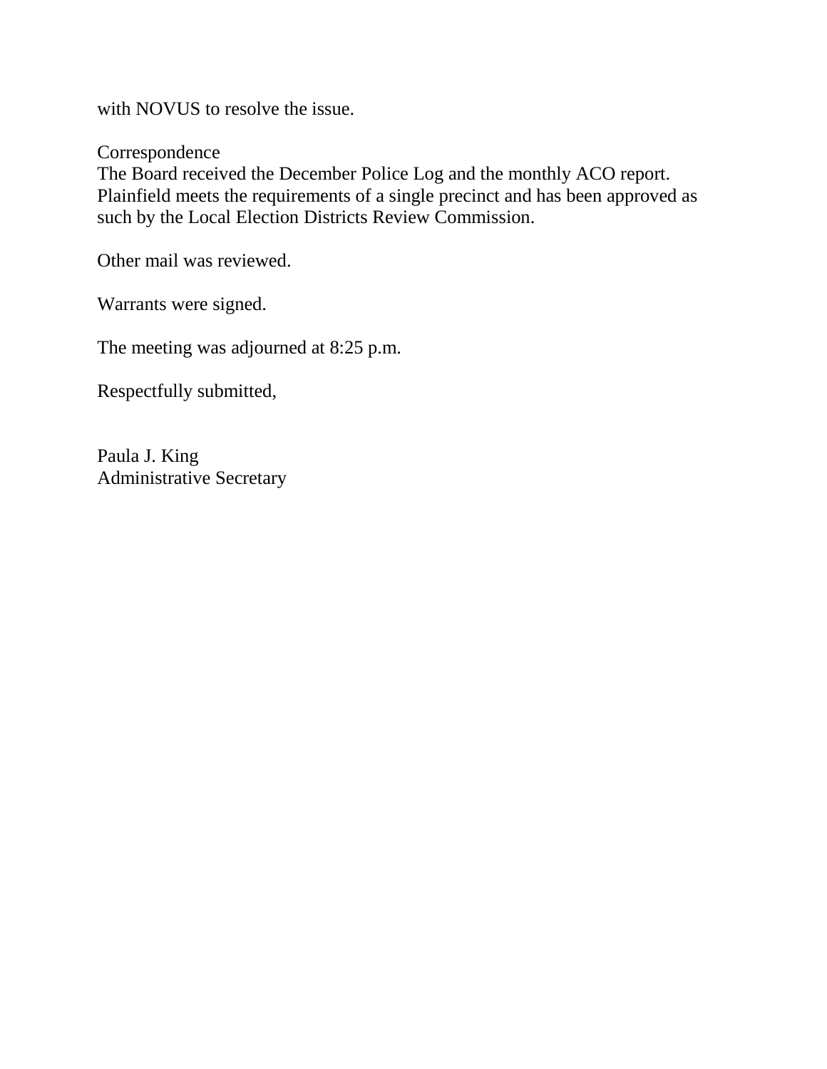with NOVUS to resolve the issue.

Correspondence
The Board received the December Police Log and the monthly ACO report. Plainfield meets the requirements of a single precinct and has been approved as such by the Local Election Districts Review Commission.

Other mail was reviewed.

Warrants were signed.

The meeting was adjourned at 8:25 p.m.

Respectfully submitted,

Paula J. King
Administrative Secretary